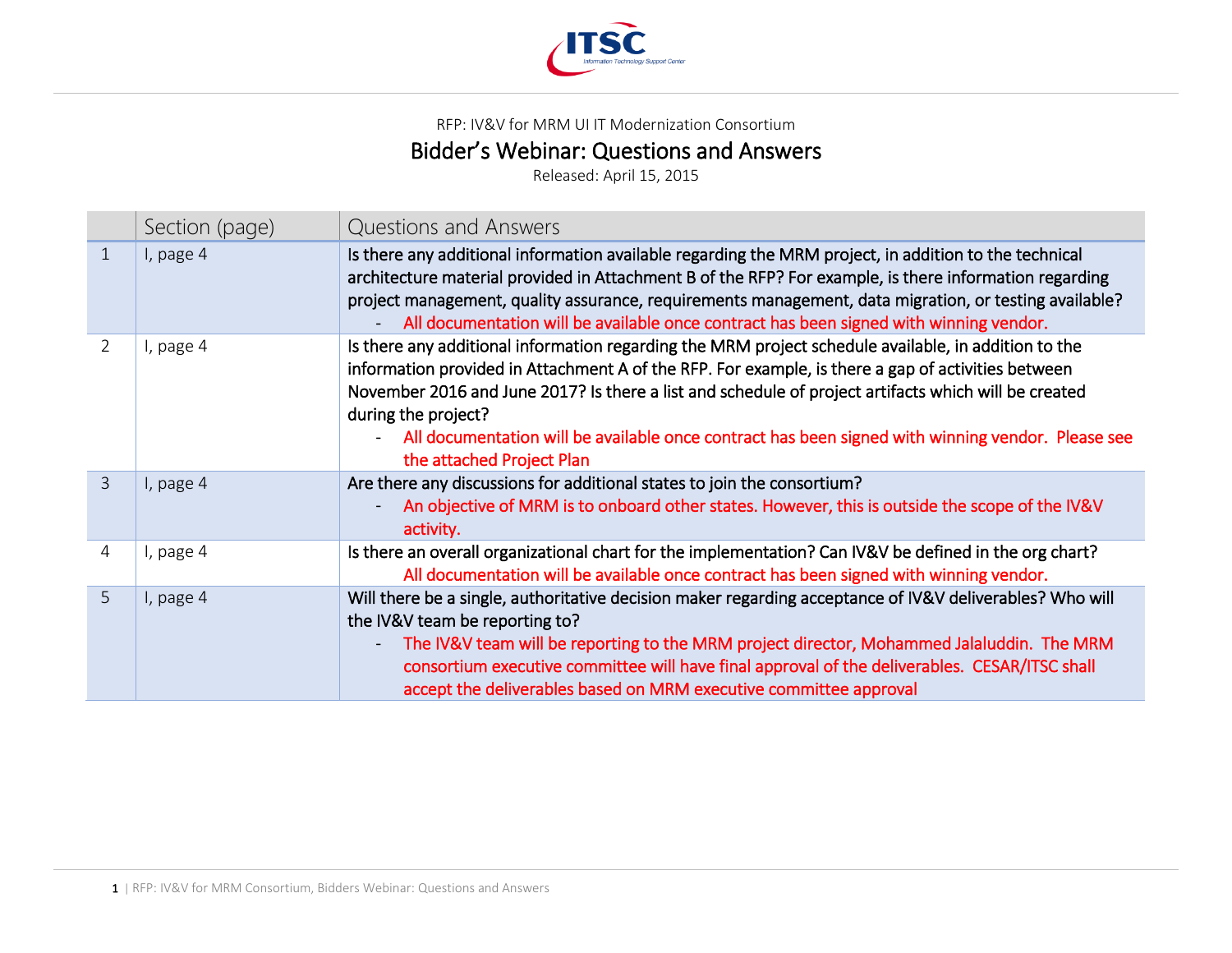RFP: IV&V for MRM UI IT Modernization Consortium

# Bidder's Webinar: Questions and Answers

Released: April 15, 2015

| | Section (page) | Questions and Answers |
|---|---|---|
| 1 | I, page 4 | Is there any additional information available regarding the MRM project, in addition to the technical architecture material provided in Attachment B of the RFP? For example, is there information regarding project management, quality assurance, requirements management, data migration, or testing available?<br>- All documentation will be available once contract has been signed with winning vendor. |
| 2 | I, page 4 | Is there any additional information regarding the MRM project schedule available, in addition to the information provided in Attachment A of the RFP. For example, is there a gap of activities between November 2016 and June 2017? Is there a list and schedule of project artifacts which will be created during the project?<br>- All documentation will be available once contract has been signed with winning vendor. Please see the attached Project Plan |
| 3 | I, page 4 | Are there any discussions for additional states to join the consortium?<br>- An objective of MRM is to onboard other states. However, this is outside the scope of the IV&V activity. |
| 4 | I, page 4 | Is there an overall organizational chart for the implementation? Can IV&V be defined in the org chart?<br>All documentation will be available once contract has been signed with winning vendor. |
| 5 | I, page 4 | Will there be a single, authoritative decision maker regarding acceptance of IV&V deliverables? Who will the IV&V team be reporting to?<br>- The IV&V team will be reporting to the MRM project director, Mohammed Jalaluddin. The MRM consortium executive committee will have final approval of the deliverables. CESAR/ITSC shall accept the deliverables based on MRM executive committee approval |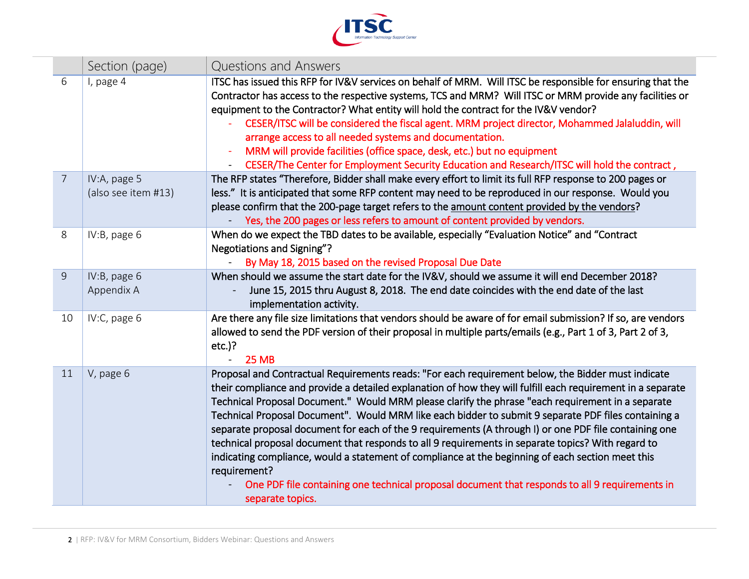| | Section (page) | Questions and Answers |
|---|---|---|
| 6 | I, page 4 | ITSC has issued this RFP for IV&V services on behalf of MRM. Will ITSC be responsible for ensuring that the Contractor has access to the respective systems, TCS and MRM? Will ITSC or MRM provide any facilities or equipment to the Contractor? What entity will hold the contract for the IV&V vendor?<br>- CESER/ITSC will be considered the fiscal agent. MRM project director, Mohammed Jalaluddin, will arrange access to all needed systems and documentation.<br>- MRM will provide facilities (office space, desk, etc.) but no equipment<br>- CESER/The Center for Employment Security Education and Research/ITSC will hold the contract , |
| 7 | IV:A, page 5 (also see item #13) | The RFP states "Therefore, Bidder shall make every effort to limit its full RFP response to 200 pages or less." It is anticipated that some RFP content may need to be reproduced in our response. Would you please confirm that the 200-page target refers to the amount content provided by the vendors?<br>- Yes, the 200 pages or less refers to amount of content provided by vendors. |
| 8 | IV:B, page 6 | When do we expect the TBD dates to be available, especially "Evaluation Notice" and "Contract Negotiations and Signing"?<br>- By May 18, 2015 based on the revised Proposal Due Date |
| 9 | IV:B, page 6 Appendix A | When should we assume the start date for the IV&V, should we assume it will end December 2018?<br>- June 15, 2015 thru August 8, 2018. The end date coincides with the end date of the last implementation activity. |
| 10 | IV:C, page 6 | Are there any file size limitations that vendors should be aware of for email submission? If so, are vendors allowed to send the PDF version of their proposal in multiple parts/emails (e.g., Part 1 of 3, Part 2 of 3, etc.)?<br>- 25 MB |
| 11 | V, page 6 | Proposal and Contractual Requirements reads: "For each requirement below, the Bidder must indicate their compliance and provide a detailed explanation of how they will fulfill each requirement in a separate Technical Proposal Document." Would MRM please clarify the phrase "each requirement in a separate Technical Proposal Document". Would MRM like each bidder to submit 9 separate PDF files containing a separate proposal document for each of the 9 requirements (A through I) or one PDF file containing one technical proposal document that responds to all 9 requirements in separate topics? With regard to indicating compliance, would a statement of compliance at the beginning of each section meet this requirement?<br>- One PDF file containing one technical proposal document that responds to all 9 requirements in separate topics. |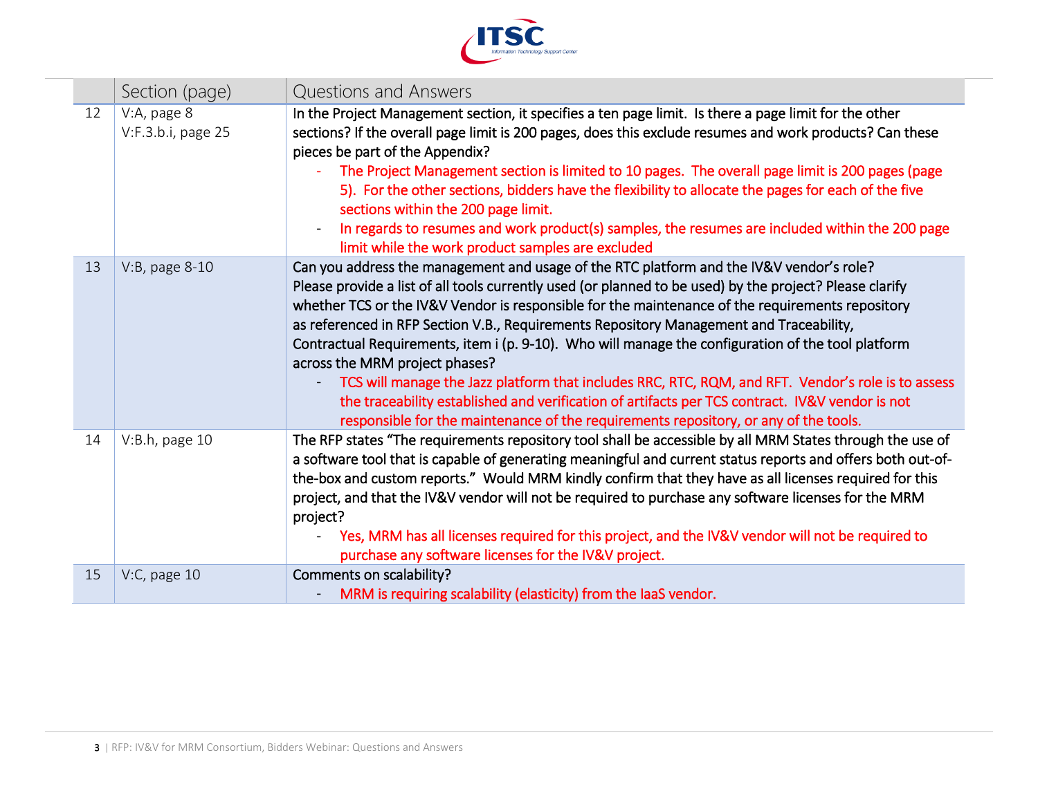| | Section (page) | Questions and Answers |
|---|---|---|
| 12 | V:A, page 8<br>V:F.3.b.i, page 25 | In the Project Management section, it specifies a ten page limit. Is there a page limit for the other sections? If the overall page limit is 200 pages, does this exclude resumes and work products? Can these pieces be part of the Appendix?<br>- The Project Management section is limited to 10 pages. The overall page limit is 200 pages (page 5). For the other sections, bidders have the flexibility to allocate the pages for each of the five sections within the 200 page limit.<br>- In regards to resumes and work product(s) samples, the resumes are included within the 200 page limit while the work product samples are excluded |
| 13 | V:B, page 8-10 | Can you address the management and usage of the RTC platform and the IV&V vendor's role? Please provide a list of all tools currently used (or planned to be used) by the project? Please clarify whether TCS or the IV&V Vendor is responsible for the maintenance of the requirements repository as referenced in RFP Section V.B., Requirements Repository Management and Traceability, Contractual Requirements, item i (p. 9-10). Who will manage the configuration of the tool platform across the MRM project phases?<br>- TCS will manage the Jazz platform that includes RRC, RTC, RQM, and RFT. Vendor's role is to assess the traceability established and verification of artifacts per TCS contract. IV&V vendor is not responsible for the maintenance of the requirements repository, or any of the tools. |
| 14 | V:B.h, page 10 | The RFP states "The requirements repository tool shall be accessible by all MRM States through the use of a software tool that is capable of generating meaningful and current status reports and offers both out-of-the-box and custom reports." Would MRM kindly confirm that they have as all licenses required for this project, and that the IV&V vendor will not be required to purchase any software licenses for the MRM project?<br>- Yes, MRM has all licenses required for this project, and the IV&V vendor will not be required to purchase any software licenses for the IV&V project. |
| 15 | V:C, page 10 | Comments on scalability?<br>- MRM is requiring scalability (elasticity) from the IaaS vendor. |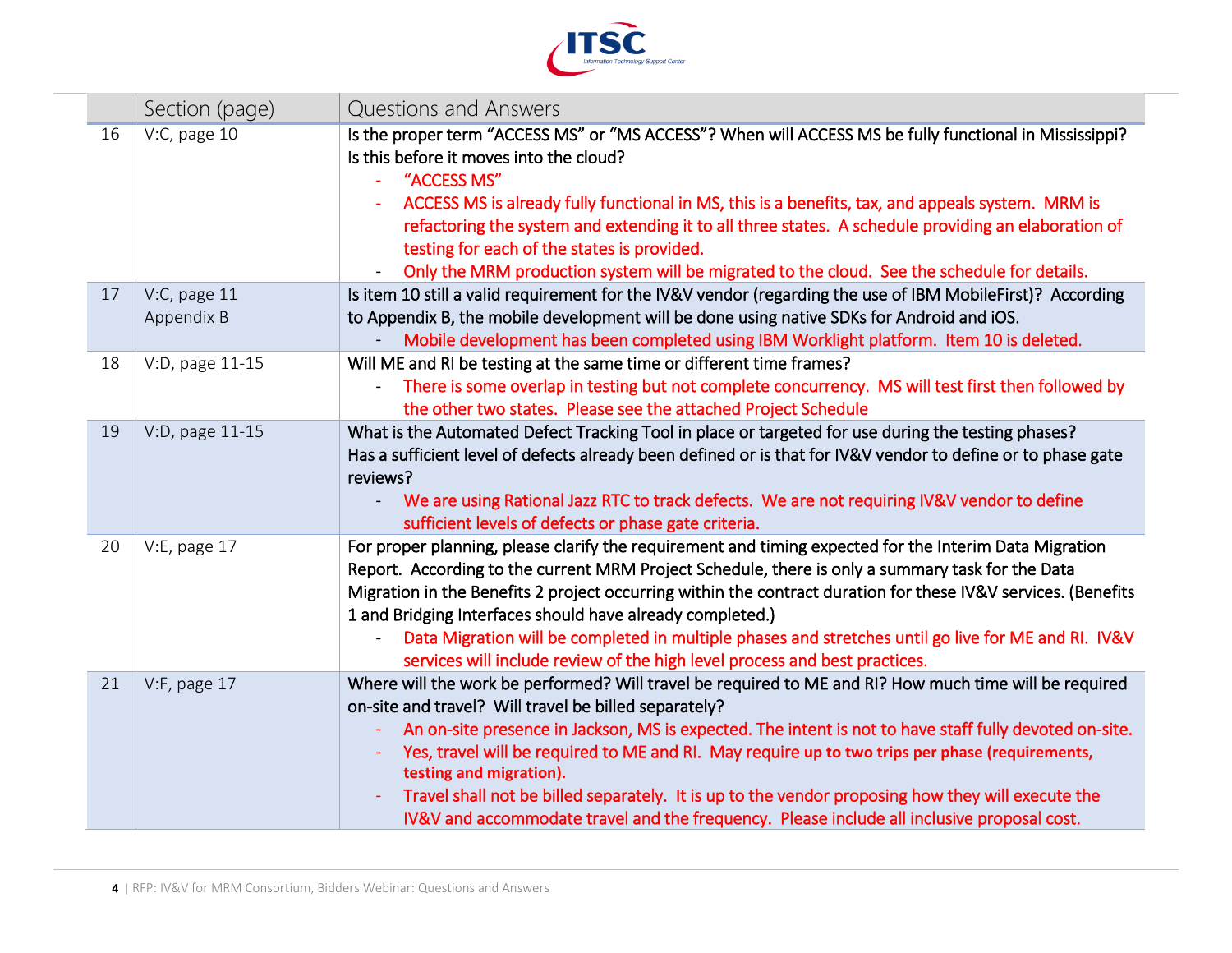| | Section (page) | Questions and Answers |
|---|---|---|
| 16 | V:C, page 10 | Is the proper term "ACCESS MS" or "MS ACCESS"? When will ACCESS MS be fully functional in Mississippi? Is this before it moves into the cloud?<br>- "ACCESS MS"<br>- ACCESS MS is already fully functional in MS, this is a benefits, tax, and appeals system. MRM is refactoring the system and extending it to all three states. A schedule providing an elaboration of testing for each of the states is provided.<br>- Only the MRM production system will be migrated to the cloud. See the schedule for details. |
| 17 | V:C, page 11<br>Appendix B | Is item 10 still a valid requirement for the IV&V vendor (regarding the use of IBM MobileFirst)? According to Appendix B, the mobile development will be done using native SDKs for Android and iOS.<br>- Mobile development has been completed using IBM Worklight platform. Item 10 is deleted. |
| 18 | V:D, page 11-15 | Will ME and RI be testing at the same time or different time frames?<br>- There is some overlap in testing but not complete concurrency. MS will test first then followed by the other two states. Please see the attached Project Schedule |
| 19 | V:D, page 11-15 | What is the Automated Defect Tracking Tool in place or targeted for use during the testing phases? Has a sufficient level of defects already been defined or is that for IV&V vendor to define or to phase gate reviews?<br>- We are using Rational Jazz RTC to track defects. We are not requiring IV&V vendor to define sufficient levels of defects or phase gate criteria. |
| 20 | V:E, page 17 | For proper planning, please clarify the requirement and timing expected for the Interim Data Migration Report. According to the current MRM Project Schedule, there is only a summary task for the Data Migration in the Benefits 2 project occurring within the contract duration for these IV&V services. (Benefits 1 and Bridging Interfaces should have already completed.)<br>- Data Migration will be completed in multiple phases and stretches until go live for ME and RI. IV&V services will include review of the high level process and best practices. |
| 21 | V:F, page 17 | Where will the work be performed? Will travel be required to ME and RI? How much time will be required on-site and travel? Will travel be billed separately?<br>- An on-site presence in Jackson, MS is expected. The intent is not to have staff fully devoted on-site.<br>- Yes, travel will be required to ME and RI. May require **up to two trips per phase (requirements, testing and migration).**<br>- Travel shall not be billed separately. It is up to the vendor proposing how they will execute the IV&V and accommodate travel and the frequency. Please include all inclusive proposal cost. |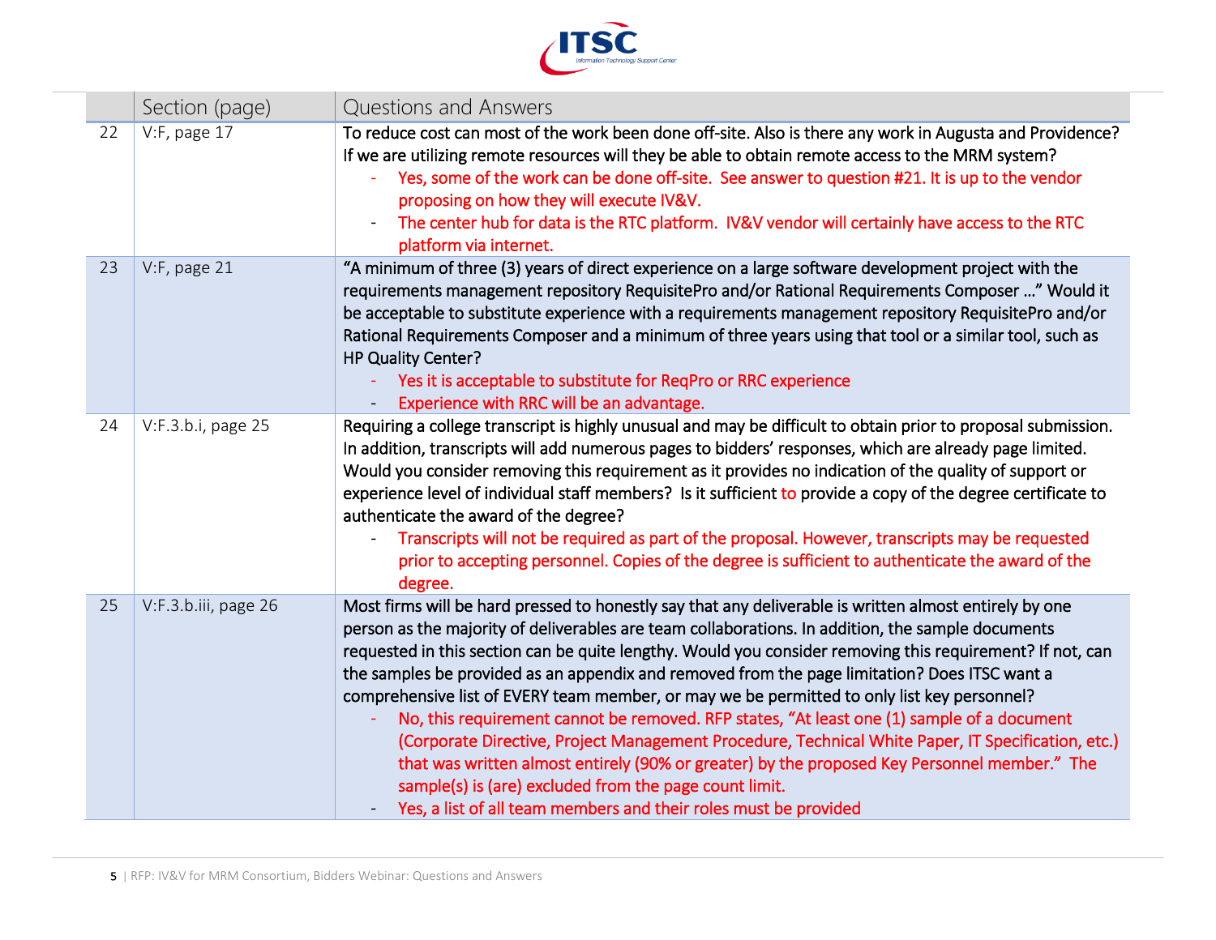| | Section (page) | Questions and Answers |
|---|---|---|
| 22 | V:F, page 17 | To reduce cost can most of the work been done off-site. Also is there any work in Augusta and Providence? If we are utilizing remote resources will they be able to obtain remote access to the MRM system?<br>- Yes, some of the work can be done off-site. See answer to question #21. It is up to the vendor proposing on how they will execute IV&V.<br>- The center hub for data is the RTC platform. IV&V vendor will certainly have access to the RTC platform via internet. |
| 23 | V:F, page 21 | "A minimum of three (3) years of direct experience on a large software development project with the requirements management repository RequisitePro and/or Rational Requirements Composer …" Would it be acceptable to substitute experience with a requirements management repository RequisitePro and/or Rational Requirements Composer and a minimum of three years using that tool or a similar tool, such as HP Quality Center?<br>- Yes it is acceptable to substitute for ReqPro or RRC experience<br>- Experience with RRC will be an advantage. |
| 24 | V:F.3.b.i, page 25 | Requiring a college transcript is highly unusual and may be difficult to obtain prior to proposal submission. In addition, transcripts will add numerous pages to bidders' responses, which are already page limited. Would you consider removing this requirement as it provides no indication of the quality of support or experience level of individual staff members? Is it sufficient to provide a copy of the degree certificate to authenticate the award of the degree?<br>- Transcripts will not be required as part of the proposal. However, transcripts may be requested prior to accepting personnel. Copies of the degree is sufficient to authenticate the award of the degree. |
| 25 | V:F.3.b.iii, page 26 | Most firms will be hard pressed to honestly say that any deliverable is written almost entirely by one person as the majority of deliverables are team collaborations. In addition, the sample documents requested in this section can be quite lengthy. Would you consider removing this requirement? If not, can the samples be provided as an appendix and removed from the page limitation? Does ITSC want a comprehensive list of EVERY team member, or may we be permitted to only list key personnel?<br>- No, this requirement cannot be removed. RFP states, "At least one (1) sample of a document (Corporate Directive, Project Management Procedure, Technical White Paper, IT Specification, etc.) that was written almost entirely (90% or greater) by the proposed Key Personnel member." The sample(s) is (are) excluded from the page count limit.<br>- Yes, a list of all team members and their roles must be provided |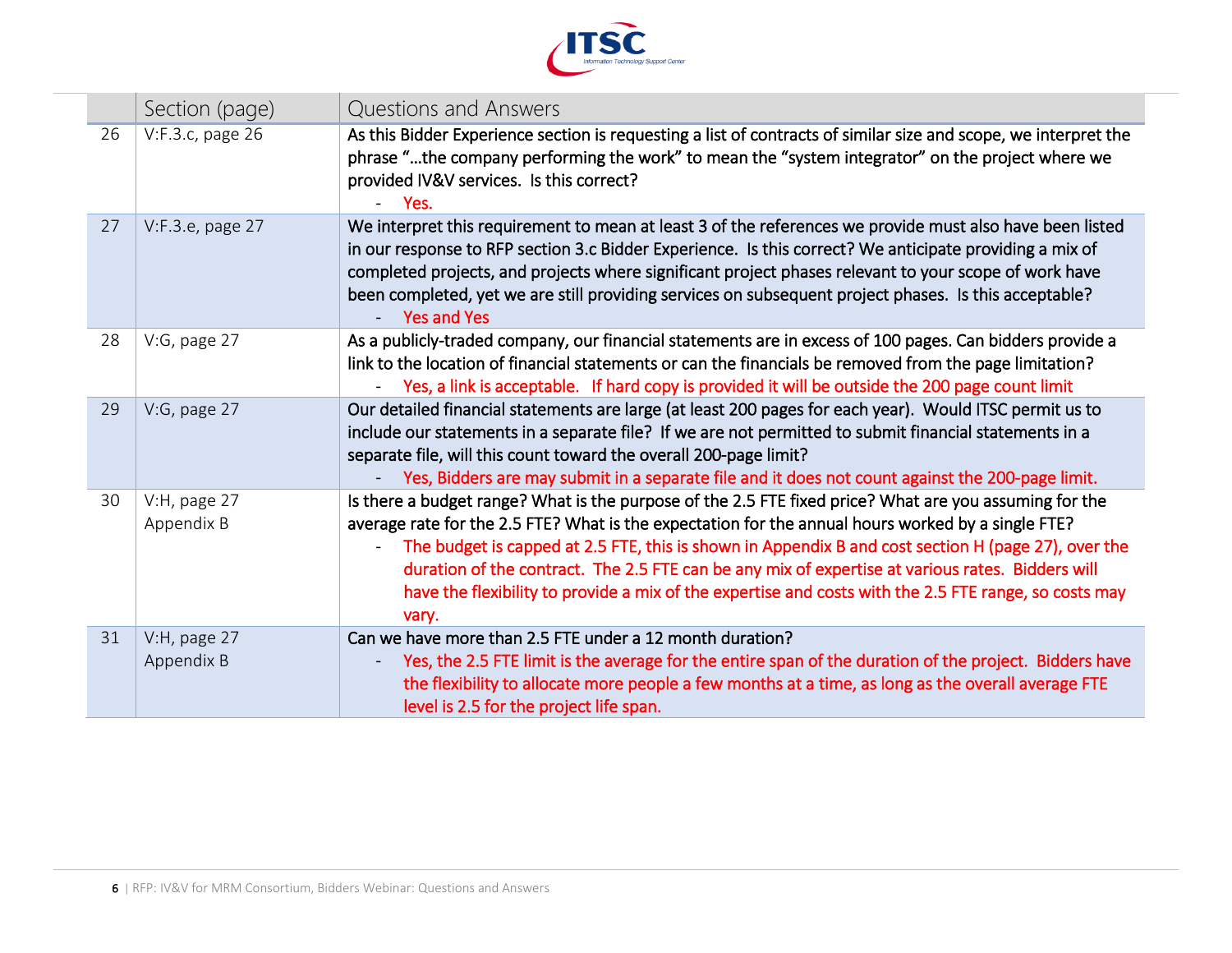|  | Section (page) | Questions and Answers |
|---|---|---|
| 26 | V:F.3.c, page 26 | As this Bidder Experience section is requesting a list of contracts of similar size and scope, we interpret the phrase "…the company performing the work" to mean the "system integrator" on the project where we provided IV&V services. Is this correct?<br>- Yes. |
| 27 | V:F.3.e, page 27 | We interpret this requirement to mean at least 3 of the references we provide must also have been listed in our response to RFP section 3.c Bidder Experience. Is this correct? We anticipate providing a mix of completed projects, and projects where significant project phases relevant to your scope of work have been completed, yet we are still providing services on subsequent project phases. Is this acceptable?<br>- Yes and Yes |
| 28 | V:G, page 27 | As a publicly-traded company, our financial statements are in excess of 100 pages. Can bidders provide a link to the location of financial statements or can the financials be removed from the page limitation?<br>- Yes, a link is acceptable. If hard copy is provided it will be outside the 200 page count limit |
| 29 | V:G, page 27 | Our detailed financial statements are large (at least 200 pages for each year). Would ITSC permit us to include our statements in a separate file? If we are not permitted to submit financial statements in a separate file, will this count toward the overall 200-page limit?<br>- Yes, Bidders are may submit in a separate file and it does not count against the 200-page limit. |
| 30 | V:H, page 27 Appendix B | Is there a budget range? What is the purpose of the 2.5 FTE fixed price? What are you assuming for the average rate for the 2.5 FTE? What is the expectation for the annual hours worked by a single FTE?<br>- The budget is capped at 2.5 FTE, this is shown in Appendix B and cost section H (page 27), over the duration of the contract. The 2.5 FTE can be any mix of expertise at various rates. Bidders will have the flexibility to provide a mix of the expertise and costs with the 2.5 FTE range, so costs may vary. |
| 31 | V:H, page 27 Appendix B | Can we have more than 2.5 FTE under a 12 month duration?<br>- Yes, the 2.5 FTE limit is the average for the entire span of the duration of the project. Bidders have the flexibility to allocate more people a few months at a time, as long as the overall average FTE level is 2.5 for the project life span. |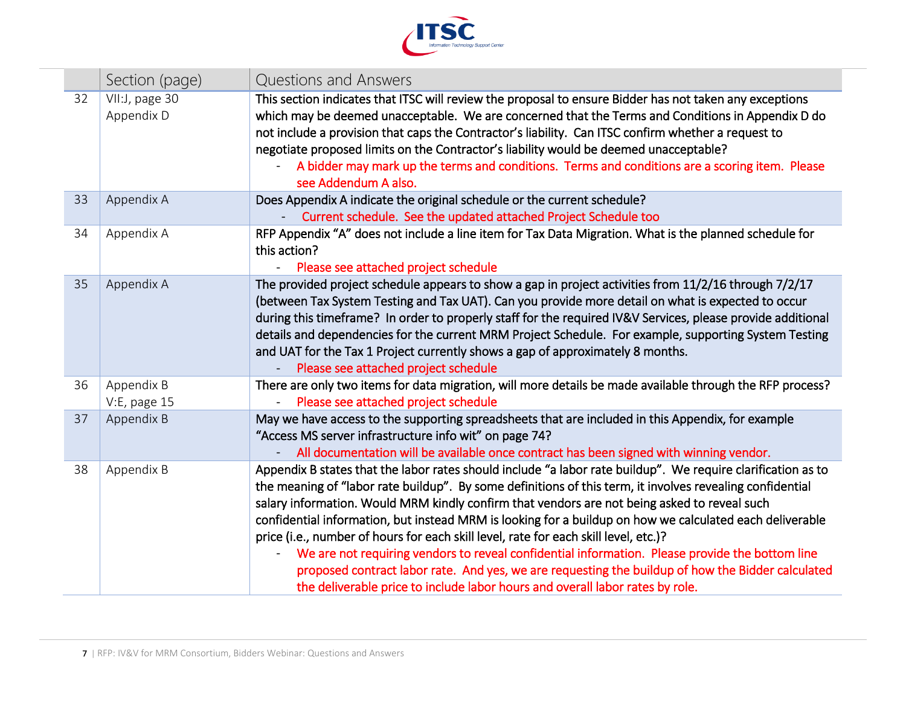| | Section (page) | Questions and Answers |
|---|---|---|
| 32 | VII:J, page 30<br>Appendix D | This section indicates that ITSC will review the proposal to ensure Bidder has not taken any exceptions which may be deemed unacceptable. We are concerned that the Terms and Conditions in Appendix D do not include a provision that caps the Contractor's liability. Can ITSC confirm whether a request to negotiate proposed limits on the Contractor's liability would be deemed unacceptable?<br>- A bidder may mark up the terms and conditions. Terms and conditions are a scoring item. Please see Addendum A also. |
| 33 | Appendix A | Does Appendix A indicate the original schedule or the current schedule?<br>- Current schedule. See the updated attached Project Schedule too |
| 34 | Appendix A | RFP Appendix "A" does not include a line item for Tax Data Migration. What is the planned schedule for this action?<br>- Please see attached project schedule |
| 35 | Appendix A | The provided project schedule appears to show a gap in project activities from 11/2/16 through 7/2/17 (between Tax System Testing and Tax UAT). Can you provide more detail on what is expected to occur during this timeframe? In order to properly staff for the required IV&V Services, please provide additional details and dependencies for the current MRM Project Schedule. For example, supporting System Testing and UAT for the Tax 1 Project currently shows a gap of approximately 8 months.<br>- Please see attached project schedule |
| 36 | Appendix B<br>V:E, page 15 | There are only two items for data migration, will more details be made available through the RFP process?<br>- Please see attached project schedule |
| 37 | Appendix B | May we have access to the supporting spreadsheets that are included in this Appendix, for example "Access MS server infrastructure info wit" on page 74?<br>- All documentation will be available once contract has been signed with winning vendor. |
| 38 | Appendix B | Appendix B states that the labor rates should include "a labor rate buildup". We require clarification as to the meaning of "labor rate buildup". By some definitions of this term, it involves revealing confidential salary information. Would MRM kindly confirm that vendors are not being asked to reveal such confidential information, but instead MRM is looking for a buildup on how we calculated each deliverable price (i.e., number of hours for each skill level, rate for each skill level, etc.)?<br>- We are not requiring vendors to reveal confidential information. Please provide the bottom line proposed contract labor rate. And yes, we are requesting the buildup of how the Bidder calculated the deliverable price to include labor hours and overall labor rates by role. |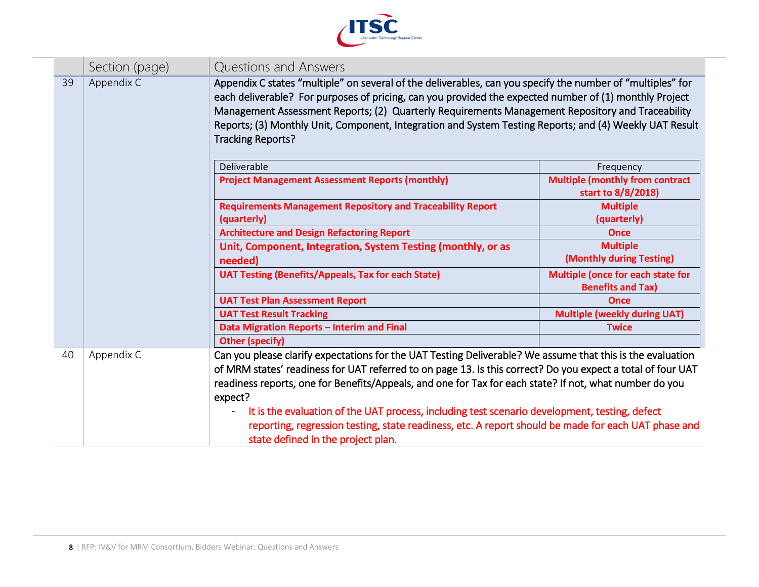| | Section (page) | Questions and Answers |
|---|---|---|
| 39 | Appendix C | Appendix C states "multiple" on several of the deliverables, can you specify the number of "multiples" for each deliverable? For purposes of pricing, can you provided the expected number of (1) monthly Project Management Assessment Reports; (2) Quarterly Requirements Management Repository and Traceability Reports; (3) Monthly Unit, Component, Integration and System Testing Reports; and (4) Weekly UAT Result Tracking Reports? |

| Deliverable | Frequency |
|---|---|
| **Project Management Assessment Reports (monthly)** | **Multiple (monthly from contract start to 8/8/2018)** |
| **Requirements Management Repository and Traceability Report (quarterly)** | **Multiple (quarterly)** |
| **Architecture and Design Refactoring Report** | **Once** |
| **Unit, Component, Integration, System Testing (monthly, or as needed)** | **Multiple (Monthly during Testing)** |
| **UAT Testing (Benefits/Appeals, Tax for each State)** | **Multiple (once for each state for Benefits and Tax)** |
| **UAT Test Plan Assessment Report** | **Once** |
| **UAT Test Result Tracking** | **Multiple (weekly during UAT)** |
| **Data Migration Reports – Interim and Final** | **Twice** |
| **Other (specify)** | |

| | Section (page) | Questions and Answers |
|---|---|---|
| 40 | Appendix C | Can you please clarify expectations for the UAT Testing Deliverable? We assume that this is the evaluation of MRM states' readiness for UAT referred to on page 13. Is this correct? Do you expect a total of four UAT readiness reports, one for Benefits/Appeals, and one for Tax for each state? If not, what number do you expect?<br>- It is the evaluation of the UAT process, including test scenario development, testing, defect reporting, regression testing, state readiness, etc. A report should be made for each UAT phase and state defined in the project plan. |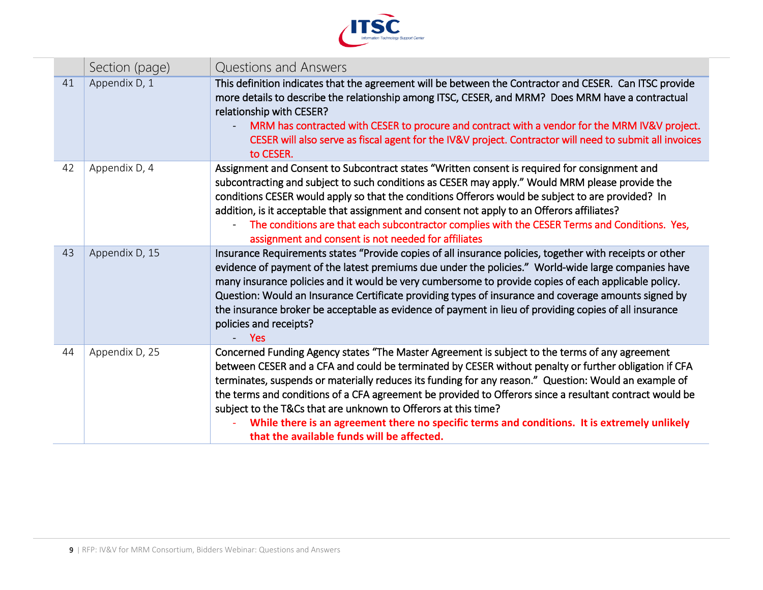| | Section (page) | Questions and Answers |
|---|---|---|
| 41 | Appendix D, 1 | This definition indicates that the agreement will be between the Contractor and CESER. Can ITSC provide more details to describe the relationship among ITSC, CESER, and MRM? Does MRM have a contractual relationship with CESER? <br> - MRM has contracted with CESER to procure and contract with a vendor for the MRM IV&V project. CESER will also serve as fiscal agent for the IV&V project. Contractor will need to submit all invoices to CESER. |
| 42 | Appendix D, 4 | Assignment and Consent to Subcontract states "Written consent is required for consignment and subcontracting and subject to such conditions as CESER may apply." Would MRM please provide the conditions CESER would apply so that the conditions Offerors would be subject to are provided? In addition, is it acceptable that assignment and consent not apply to an Offerors affiliates? <br> - The conditions are that each subcontractor complies with the CESER Terms and Conditions. Yes, assignment and consent is not needed for affiliates |
| 43 | Appendix D, 15 | Insurance Requirements states "Provide copies of all insurance policies, together with receipts or other evidence of payment of the latest premiums due under the policies." World-wide large companies have many insurance policies and it would be very cumbersome to provide copies of each applicable policy. Question: Would an Insurance Certificate providing types of insurance and coverage amounts signed by the insurance broker be acceptable as evidence of payment in lieu of providing copies of all insurance policies and receipts? <br> - Yes |
| 44 | Appendix D, 25 | Concerned Funding Agency states "The Master Agreement is subject to the terms of any agreement between CESER and a CFA and could be terminated by CESER without penalty or further obligation if CFA terminates, suspends or materially reduces its funding for any reason." Question: Would an example of the terms and conditions of a CFA agreement be provided to Offerors since a resultant contract would be subject to the T&Cs that are unknown to Offerors at this time? <br> - **While there is an agreement there no specific terms and conditions. It is extremely unlikely that the available funds will be affected.** |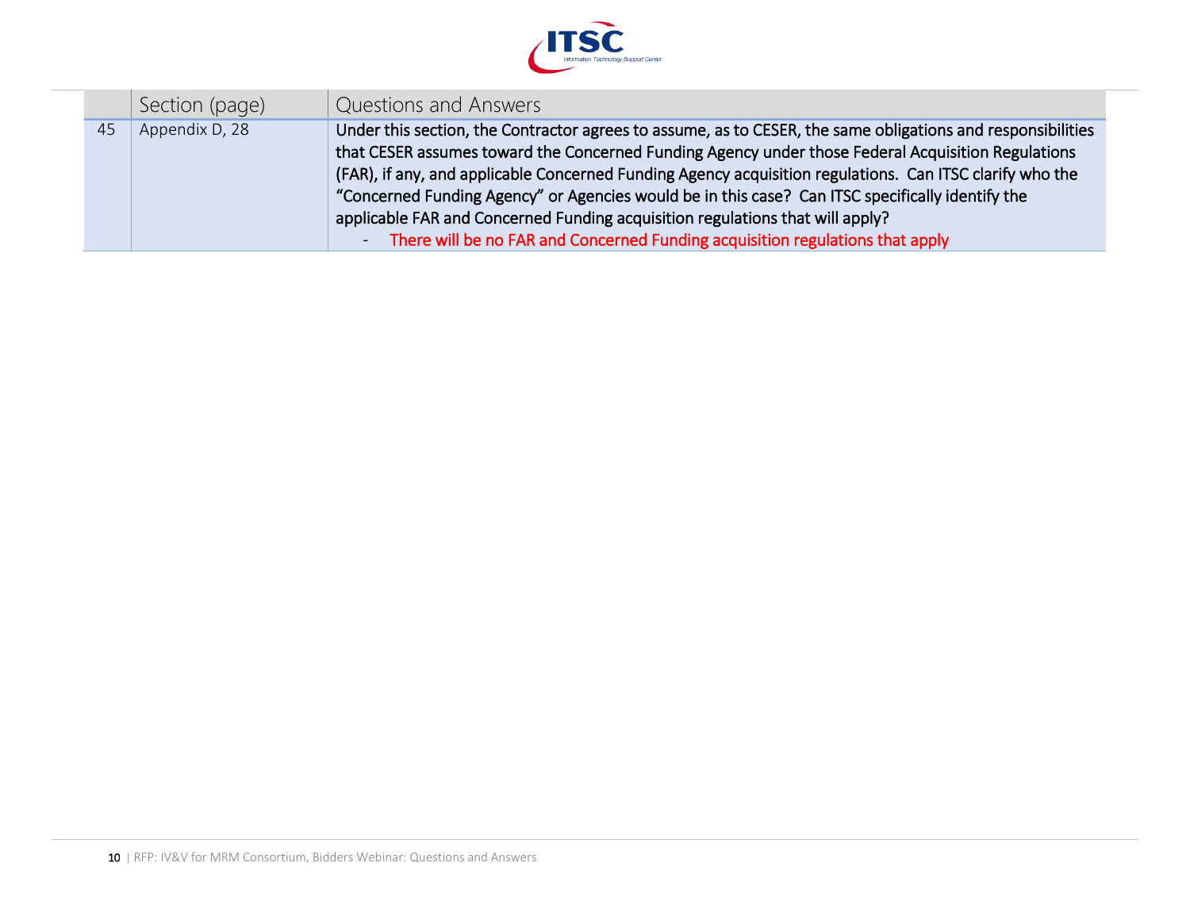| | Section (page) | Questions and Answers |
|---|---|---|
| 45 | Appendix D, 28 | **Under this section, the Contractor agrees to assume, as to CESER, the same obligations and responsibilities that CESER assumes toward the Concerned Funding Agency under those Federal Acquisition Regulations (FAR), if any, and applicable Concerned Funding Agency acquisition regulations. Can ITSC clarify who the "Concerned Funding Agency" or Agencies would be in this case? Can ITSC specifically identify the applicable FAR and Concerned Funding acquisition regulations that will apply?** <br> - There will be no FAR and Concerned Funding acquisition regulations that apply |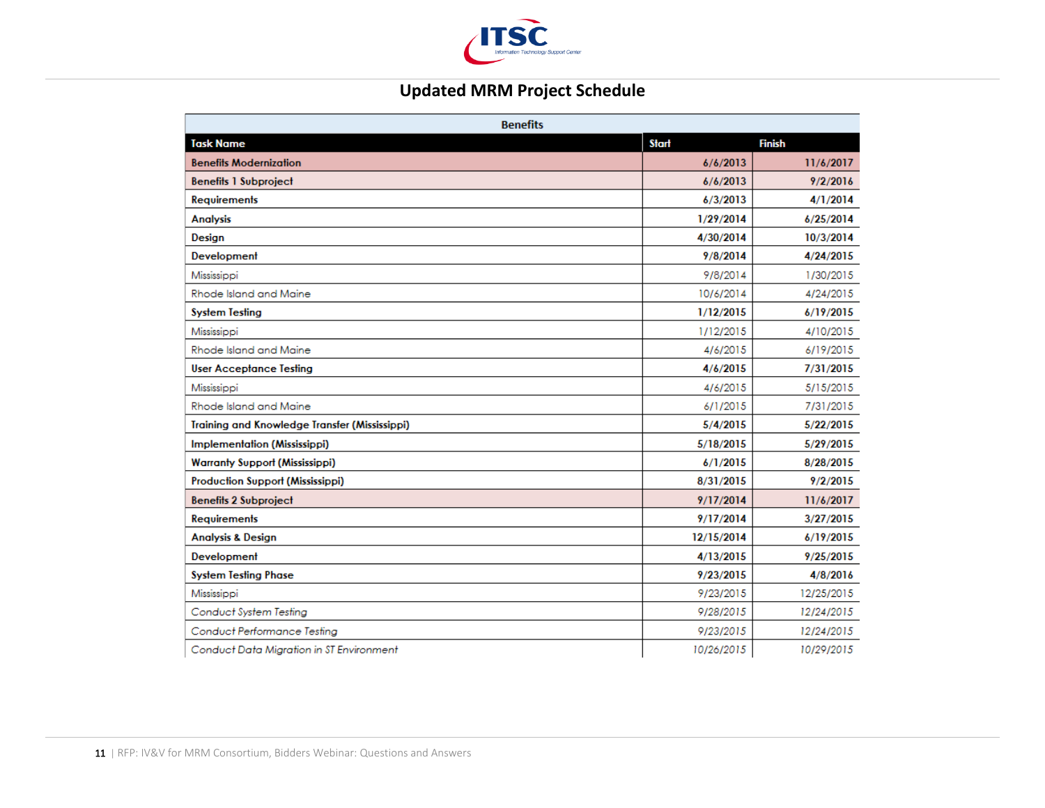# Updated MRM Project Schedule

| Benefits | | |
|---|---|---|
| **Task Name** | **Start** | **Finish** |
| **Benefits Modernization** | **6/6/2013** | **11/6/2017** |
| **Benefits 1 Subproject** | **6/6/2013** | **9/2/2016** |
| **Requirements** | **6/3/2013** | **4/1/2014** |
| **Analysis** | **1/29/2014** | **6/25/2014** |
| **Design** | **4/30/2014** | **10/3/2014** |
| **Development** | **9/8/2014** | **4/24/2015** |
| Mississippi | 9/8/2014 | 1/30/2015 |
| Rhode Island and Maine | 10/6/2014 | 4/24/2015 |
| **System Testing** | **1/12/2015** | **6/19/2015** |
| Mississippi | 1/12/2015 | 4/10/2015 |
| Rhode Island and Maine | 4/6/2015 | 6/19/2015 |
| **User Acceptance Testing** | **4/6/2015** | **7/31/2015** |
| Mississippi | 4/6/2015 | 5/15/2015 |
| Rhode Island and Maine | 6/1/2015 | 7/31/2015 |
| **Training and Knowledge Transfer (Mississippi)** | **5/4/2015** | **5/22/2015** |
| **Implementation (Mississippi)** | **5/18/2015** | **5/29/2015** |
| **Warranty Support (Mississippi)** | **6/1/2015** | **8/28/2015** |
| **Production Support (Mississippi)** | **8/31/2015** | **9/2/2015** |
| **Benefits 2 Subproject** | **9/17/2014** | **11/6/2017** |
| **Requirements** | **9/17/2014** | **3/27/2015** |
| **Analysis & Design** | **12/15/2014** | **6/19/2015** |
| **Development** | **4/13/2015** | **9/25/2015** |
| **System Testing Phase** | **9/23/2015** | **4/8/2016** |
| Mississippi | 9/23/2015 | 12/25/2015 |
| *Conduct System Testing* | *9/28/2015* | *12/24/2015* |
| *Conduct Performance Testing* | *9/23/2015* | *12/24/2015* |
| *Conduct Data Migration in ST Environment* | *10/26/2015* | *10/29/2015* |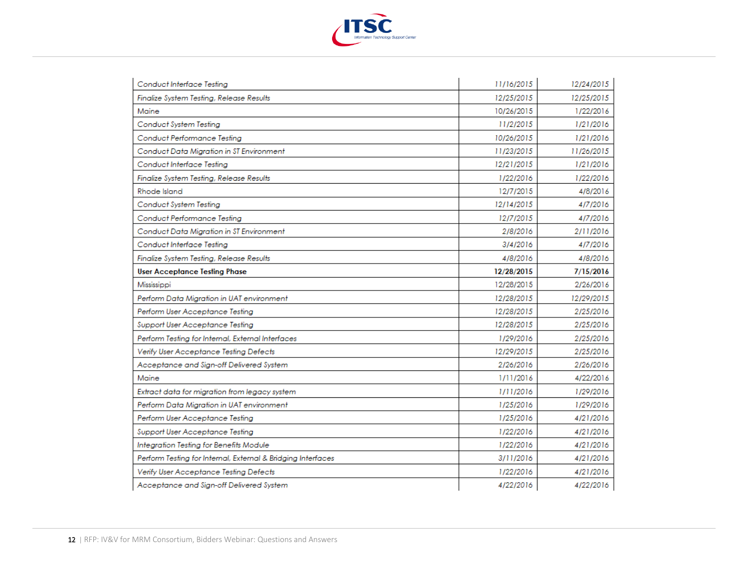| | | |
|---|---|---|
| *Conduct Interface Testing* | 11/16/2015 | 12/24/2015 |
| *Finalize System Testing, Release Results* | 12/25/2015 | 12/25/2015 |
| Maine | 10/26/2015 | 1/22/2016 |
| *Conduct System Testing* | 11/2/2015 | 1/21/2016 |
| *Conduct Performance Testing* | 10/26/2015 | 1/21/2016 |
| *Conduct Data Migration in ST Environment* | 11/23/2015 | 11/26/2015 |
| *Conduct Interface Testing* | 12/21/2015 | 1/21/2016 |
| *Finalize System Testing, Release Results* | 1/22/2016 | 1/22/2016 |
| Rhode Island | 12/7/2015 | 4/8/2016 |
| *Conduct System Testing* | 12/14/2015 | 4/7/2016 |
| *Conduct Performance Testing* | 12/7/2015 | 4/7/2016 |
| *Conduct Data Migration in ST Environment* | 2/8/2016 | 2/11/2016 |
| *Conduct Interface Testing* | 3/4/2016 | 4/7/2016 |
| *Finalize System Testing, Release Results* | 4/8/2016 | 4/8/2016 |
| **User Acceptance Testing Phase** | **12/28/2015** | **7/15/2016** |
| Mississippi | 12/28/2015 | 2/26/2016 |
| *Perform Data Migration in UAT environment* | 12/28/2015 | 12/29/2015 |
| *Perform User Acceptance Testing* | 12/28/2015 | 2/25/2016 |
| *Support User Acceptance Testing* | 12/28/2015 | 2/25/2016 |
| *Perform Testing for Internal, External Interfaces* | 1/29/2016 | 2/25/2016 |
| *Verify User Acceptance Testing Defects* | 12/29/2015 | 2/25/2016 |
| *Acceptance and Sign-off Delivered System* | 2/26/2016 | 2/26/2016 |
| Maine | 1/11/2016 | 4/22/2016 |
| *Extract data for migration from legacy system* | 1/11/2016 | 1/29/2016 |
| *Perform Data Migration in UAT environment* | 1/25/2016 | 1/29/2016 |
| *Perform User Acceptance Testing* | 1/25/2016 | 4/21/2016 |
| *Support User Acceptance Testing* | 1/22/2016 | 4/21/2016 |
| *Integration Testing for Benefits Module* | 1/22/2016 | 4/21/2016 |
| *Perform Testing for Internal, External & Bridging Interfaces* | 3/11/2016 | 4/21/2016 |
| *Verify User Acceptance Testing Defects* | 1/22/2016 | 4/21/2016 |
| *Acceptance and Sign-off Delivered System* | 4/22/2016 | 4/22/2016 |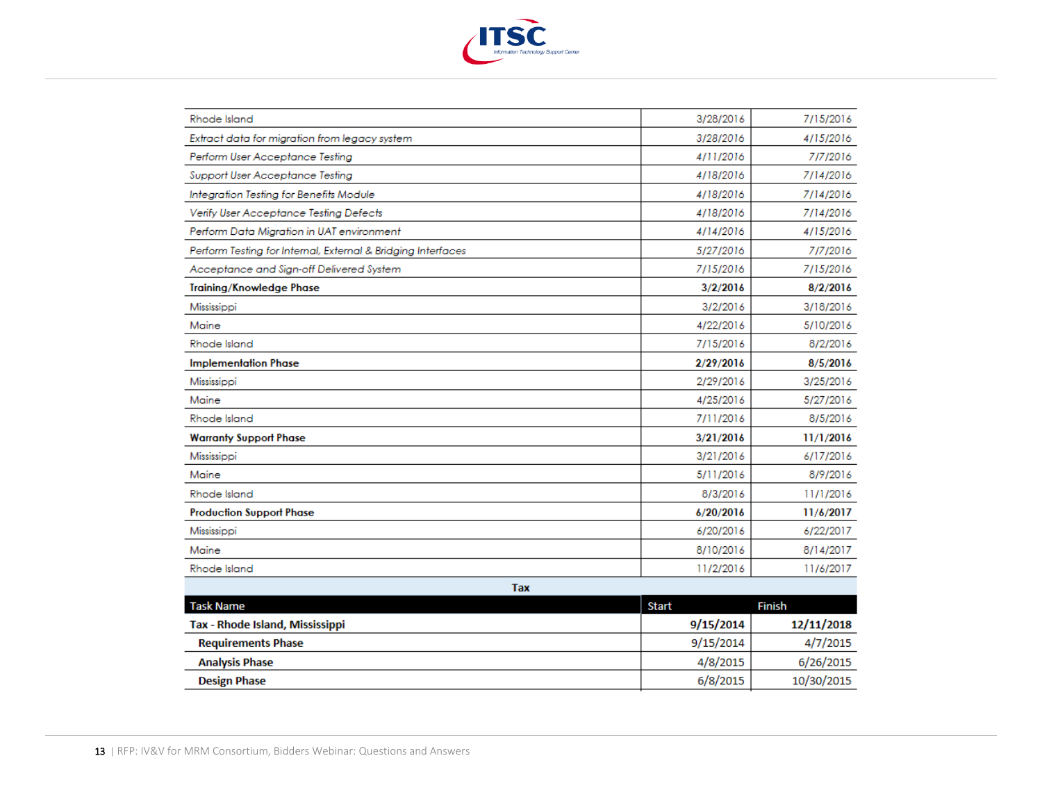| | | |
|---|---|---|
| Rhode Island | 3/28/2016 | 7/15/2016 |
| *Extract data for migration from legacy system* | 3/28/2016 | 4/15/2016 |
| *Perform User Acceptance Testing* | 4/11/2016 | 7/7/2016 |
| *Support User Acceptance Testing* | 4/18/2016 | 7/14/2016 |
| *Integration Testing for Benefits Module* | 4/18/2016 | 7/14/2016 |
| *Verify User Acceptance Testing Defects* | 4/18/2016 | 7/14/2016 |
| *Perform Data Migration in UAT environment* | 4/14/2016 | 4/15/2016 |
| *Perform Testing for Internal, External & Bridging Interfaces* | 5/27/2016 | 7/7/2016 |
| *Acceptance and Sign-off Delivered System* | 7/15/2016 | 7/15/2016 |
| **Training/Knowledge Phase** | **3/2/2016** | **8/2/2016** |
| Mississippi | 3/2/2016 | 3/18/2016 |
| Maine | 4/22/2016 | 5/10/2016 |
| Rhode Island | 7/15/2016 | 8/2/2016 |
| **Implementation Phase** | **2/29/2016** | **8/5/2016** |
| Mississippi | 2/29/2016 | 3/25/2016 |
| Maine | 4/25/2016 | 5/27/2016 |
| Rhode Island | 7/11/2016 | 8/5/2016 |
| **Warranty Support Phase** | **3/21/2016** | **11/1/2016** |
| Mississippi | 3/21/2016 | 6/17/2016 |
| Maine | 5/11/2016 | 8/9/2016 |
| Rhode Island | 8/3/2016 | 11/1/2016 |
| **Production Support Phase** | **6/20/2016** | **11/6/2017** |
| Mississippi | 6/20/2016 | 6/22/2017 |
| Maine | 8/10/2016 | 8/14/2017 |
| Rhode Island | 11/2/2016 | 11/6/2017 |

**Tax**

| Task Name | Start | Finish |
|---|---|---|
| **Tax - Rhode Island, Mississippi** | **9/15/2014** | **12/11/2018** |
| **Requirements Phase** | 9/15/2014 | 4/7/2015 |
| **Analysis Phase** | 4/8/2015 | 6/26/2015 |
| **Design Phase** | 6/8/2015 | 10/30/2015 |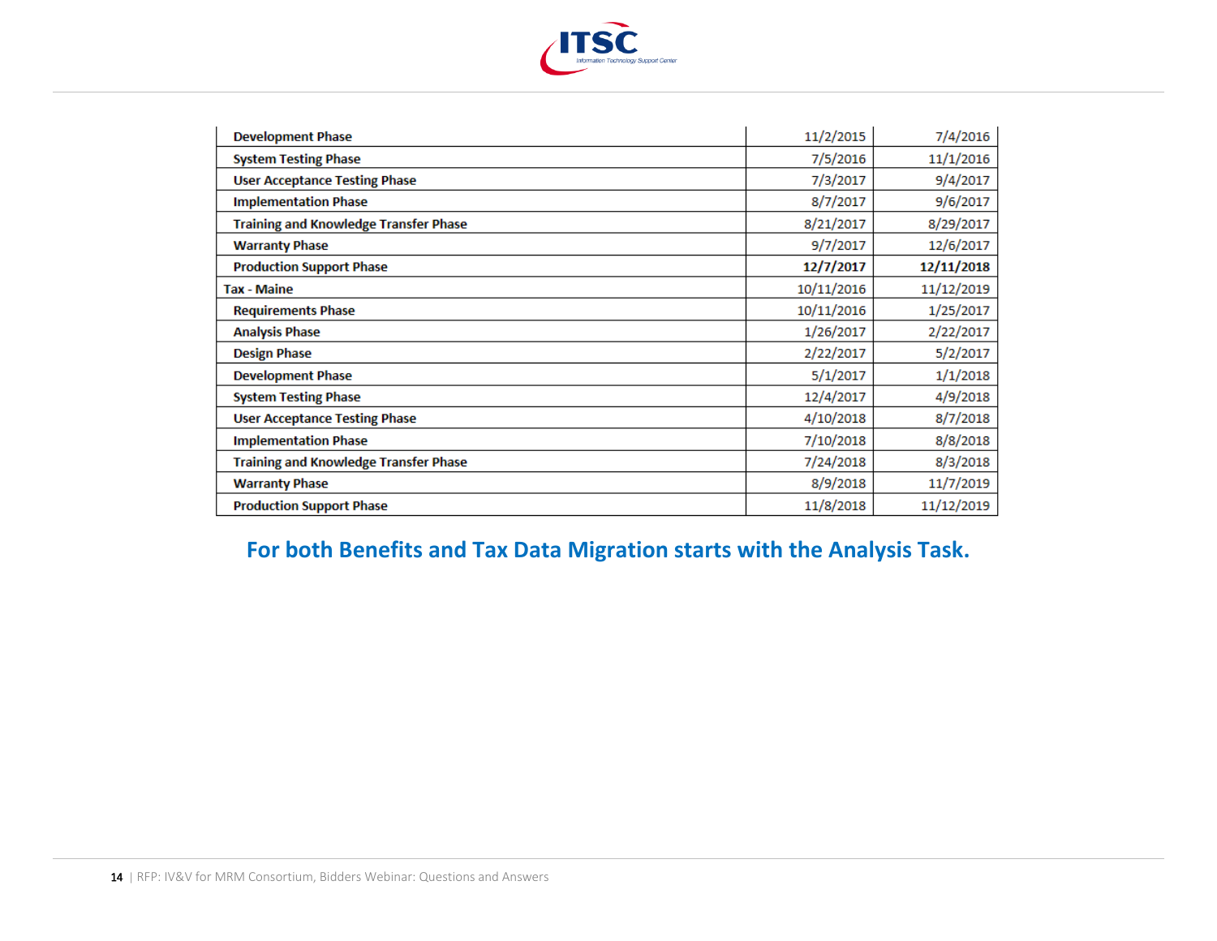| | | |
|---|---|---|
| Development Phase | 11/2/2015 | 7/4/2016 |
| System Testing Phase | 7/5/2016 | 11/1/2016 |
| User Acceptance Testing Phase | 7/3/2017 | 9/4/2017 |
| Implementation Phase | 8/7/2017 | 9/6/2017 |
| Training and Knowledge Transfer Phase | 8/21/2017 | 8/29/2017 |
| Warranty Phase | 9/7/2017 | 12/6/2017 |
| Production Support Phase | **12/7/2017** | **12/11/2018** |
| Tax - Maine | 10/11/2016 | 11/12/2019 |
| Requirements Phase | 10/11/2016 | 1/25/2017 |
| Analysis Phase | 1/26/2017 | 2/22/2017 |
| Design Phase | 2/22/2017 | 5/2/2017 |
| Development Phase | 5/1/2017 | 1/1/2018 |
| System Testing Phase | 12/4/2017 | 4/9/2018 |
| User Acceptance Testing Phase | 4/10/2018 | 8/7/2018 |
| Implementation Phase | 7/10/2018 | 8/8/2018 |
| Training and Knowledge Transfer Phase | 7/24/2018 | 8/3/2018 |
| Warranty Phase | 8/9/2018 | 11/7/2019 |
| Production Support Phase | 11/8/2018 | 11/12/2019 |

**For both Benefits and Tax Data Migration starts with the Analysis Task.**